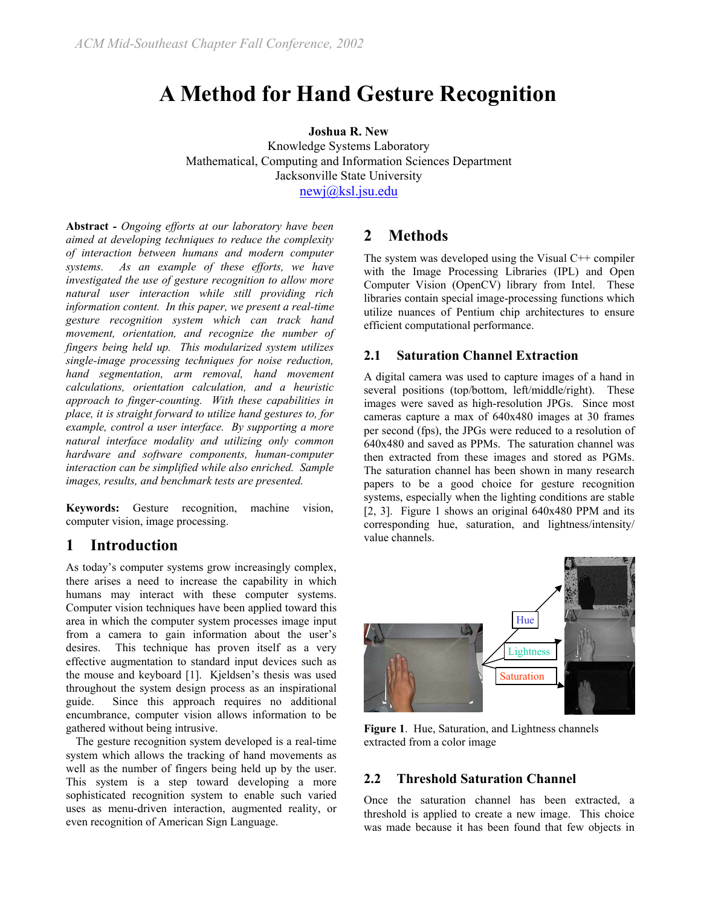# A Method for Hand Gesture Recognition

**Joshua R. New**
Knowledge Systems Laboratory
Mathematical, Computing and Information Sciences Department
Jacksonville State University
newj@ksl.jsu.edu

**Abstract -** *Ongoing efforts at our laboratory have been aimed at developing techniques to reduce the complexity of interaction between humans and modern computer systems. As an example of these efforts, we have investigated the use of gesture recognition to allow more natural user interaction while still providing rich information content. In this paper, we present a real-time gesture recognition system which can track hand movement, orientation, and recognize the number of fingers being held up. This modularized system utilizes single-image processing techniques for noise reduction, hand segmentation, arm removal, hand movement calculations, orientation calculation, and a heuristic approach to finger-counting. With these capabilities in place, it is straight forward to utilize hand gestures to, for example, control a user interface. By supporting a more natural interface modality and utilizing only common hardware and software components, human-computer interaction can be simplified while also enriched. Sample images, results, and benchmark tests are presented.*

**Keywords:** Gesture recognition, machine vision, computer vision, image processing.

## 1 Introduction

As today's computer systems grow increasingly complex, there arises a need to increase the capability in which humans may interact with these computer systems. Computer vision techniques have been applied toward this area in which the computer system processes image input from a camera to gain information about the user's desires. This technique has proven itself as a very effective augmentation to standard input devices such as the mouse and keyboard [1]. Kjeldsen's thesis was used throughout the system design process as an inspirational guide. Since this approach requires no additional encumbrance, computer vision allows information to be gathered without being intrusive.

The gesture recognition system developed is a real-time system which allows the tracking of hand movements as well as the number of fingers being held up by the user. This system is a step toward developing a more sophisticated recognition system to enable such varied uses as menu-driven interaction, augmented reality, or even recognition of American Sign Language.

## 2 Methods

The system was developed using the Visual C++ compiler with the Image Processing Libraries (IPL) and Open Computer Vision (OpenCV) library from Intel. These libraries contain special image-processing functions which utilize nuances of Pentium chip architectures to ensure efficient computational performance.

### 2.1 Saturation Channel Extraction

A digital camera was used to capture images of a hand in several positions (top/bottom, left/middle/right). These images were saved as high-resolution JPGs. Since most cameras capture a max of 640x480 images at 30 frames per second (fps), the JPGs were reduced to a resolution of 640x480 and saved as PPMs. The saturation channel was then extracted from these images and stored as PGMs. The saturation channel has been shown in many research papers to be a good choice for gesture recognition systems, especially when the lighting conditions are stable [2, 3]. Figure 1 shows an original 640x480 PPM and its corresponding hue, saturation, and lightness/intensity/value channels.

Hue
Lightness
Saturation

**Figure 1**. Hue, Saturation, and Lightness channels extracted from a color image

### 2.2 Threshold Saturation Channel

Once the saturation channel has been extracted, a threshold is applied to create a new image. This choice was made because it has been found that few objects in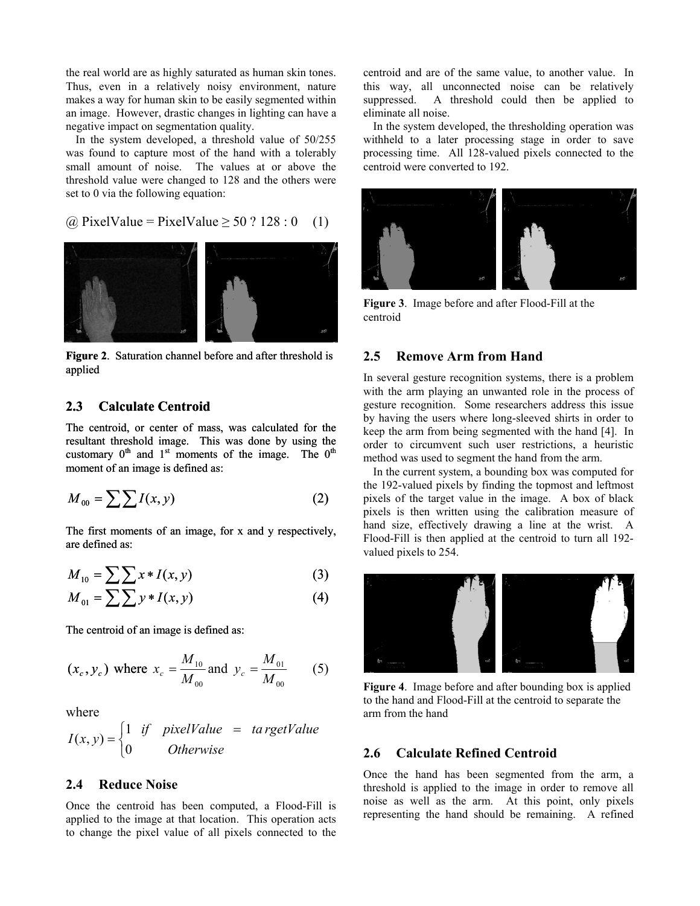the real world are as highly saturated as human skin tones. Thus, even in a relatively noisy environment, nature makes a way for human skin to be easily segmented within an image. However, drastic changes in lighting can have a negative impact on segmentation quality.

In the system developed, a threshold value of 50/255 was found to capture most of the hand with a tolerably small amount of noise. The values at or above the threshold value were changed to 128 and the others were set to 0 via the following equation:

$$@ \text{ PixelValue} = \text{PixelValue} \geq 50 \ ? \ 128 : 0 \quad (1)$$

**Figure 2**. Saturation channel before and after threshold is applied

## 2.3 Calculate Centroid

The centroid, or center of mass, was calculated for the resultant threshold image. This was done by using the customary 0th and 1st moments of the image. The 0th moment of an image is defined as:

$$M_{00} = \sum\sum I(x,y) \quad (2)$$

The first moments of an image, for x and y respectively, are defined as:

$$M_{10} = \sum\sum x * I(x,y) \quad (3)$$

$$M_{01} = \sum\sum y * I(x,y) \quad (4)$$

The centroid of an image is defined as:

$$(x_c, y_c) \text{ where } x_c = \frac{M_{10}}{M_{00}} \text{ and } y_c = \frac{M_{01}}{M_{00}} \quad (5)$$

where

$$I(x,y) = \begin{cases} 1 & if \quad pixelValue = targetValue \\ 0 & Otherwise \end{cases}$$

## 2.4 Reduce Noise

Once the centroid has been computed, a Flood-Fill is applied to the image at that location. This operation acts to change the pixel value of all pixels connected to the centroid and are of the same value, to another value. In this way, all unconnected noise can be relatively suppressed. A threshold could then be applied to eliminate all noise.

In the system developed, the thresholding operation was withheld to a later processing stage in order to save processing time. All 128-valued pixels connected to the centroid were converted to 192.

**Figure 3**. Image before and after Flood-Fill at the centroid

## 2.5 Remove Arm from Hand

In several gesture recognition systems, there is a problem with the arm playing an unwanted role in the process of gesture recognition. Some researchers address this issue by having the users where long-sleeved shirts in order to keep the arm from being segmented with the hand [4]. In order to circumvent such user restrictions, a heuristic method was used to segment the hand from the arm.

In the current system, a bounding box was computed for the 192-valued pixels by finding the topmost and leftmost pixels of the target value in the image. A box of black pixels is then written using the calibration measure of hand size, effectively drawing a line at the wrist. A Flood-Fill is then applied at the centroid to turn all 192-valued pixels to 254.

**Figure 4**. Image before and after bounding box is applied to the hand and Flood-Fill at the centroid to separate the arm from the hand

## 2.6 Calculate Refined Centroid

Once the hand has been segmented from the arm, a threshold is applied to the image in order to remove all noise as well as the arm. At this point, only pixels representing the hand should be remaining. A refined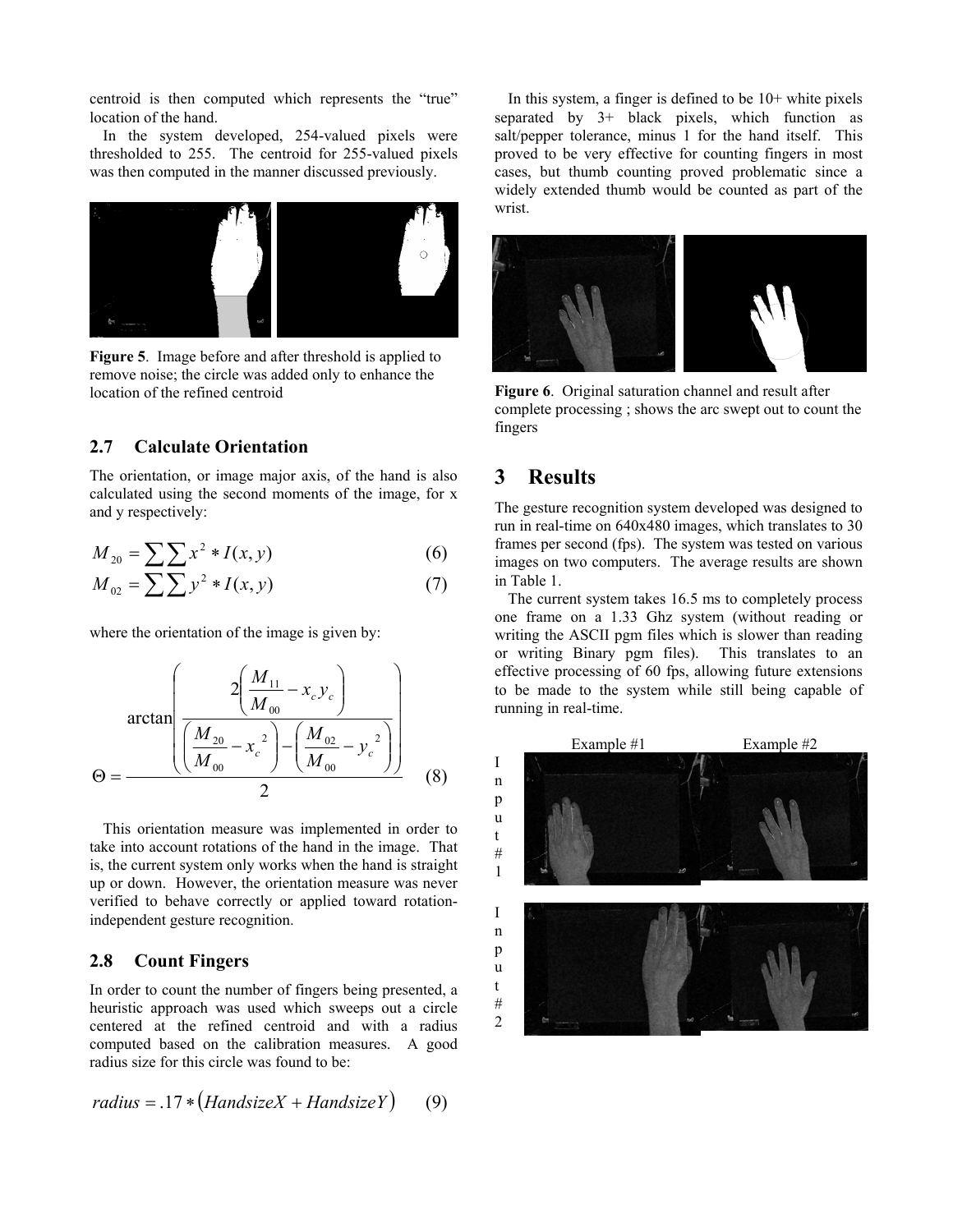centroid is then computed which represents the "true" location of the hand.

In the system developed, 254-valued pixels were thresholded to 255. The centroid for 255-valued pixels was then computed in the manner discussed previously.

**Figure 5**. Image before and after threshold is applied to remove noise; the circle was added only to enhance the location of the refined centroid

### 2.7 Calculate Orientation

The orientation, or image major axis, of the hand is also calculated using the second moments of the image, for x and y respectively:

$$M_{20} = \sum\sum x^2 * I(x,y) \tag{6}$$

$$M_{02} = \sum\sum y^2 * I(x,y) \tag{7}$$

where the orientation of the image is given by:

$$\Theta = \frac{\arctan\left(\dfrac{2\left(\dfrac{M_{11}}{M_{00}} - x_c y_c\right)}{\left(\dfrac{M_{20}}{M_{00}} - x_c^{\,2}\right) - \left(\dfrac{M_{02}}{M_{00}} - y_c^{\,2}\right)}\right)}{2} \tag{8}$$

This orientation measure was implemented in order to take into account rotations of the hand in the image. That is, the current system only works when the hand is straight up or down. However, the orientation measure was never verified to behave correctly or applied toward rotation-independent gesture recognition.

### 2.8 Count Fingers

In order to count the number of fingers being presented, a heuristic approach was used which sweeps out a circle centered at the refined centroid and with a radius computed based on the calibration measures. A good radius size for this circle was found to be:

$$radius = .17 * \left(HandsizeX + HandsizeY\right) \tag{9}$$

In this system, a finger is defined to be 10+ white pixels separated by 3+ black pixels, which function as salt/pepper tolerance, minus 1 for the hand itself. This proved to be very effective for counting fingers in most cases, but thumb counting proved problematic since a widely extended thumb would be counted as part of the wrist.

**Figure 6**. Original saturation channel and result after complete processing ; shows the arc swept out to count the fingers

## 3 Results

The gesture recognition system developed was designed to run in real-time on 640x480 images, which translates to 30 frames per second (fps). The system was tested on various images on two computers. The average results are shown in Table 1.

The current system takes 16.5 ms to completely process one frame on a 1.33 Ghz system (without reading or writing the ASCII pgm files which is slower than reading or writing Binary pgm files). This translates to an effective processing of 60 fps, allowing future extensions to be made to the system while still being capable of running in real-time.

Example #1 Example #2

Input #1

Input #2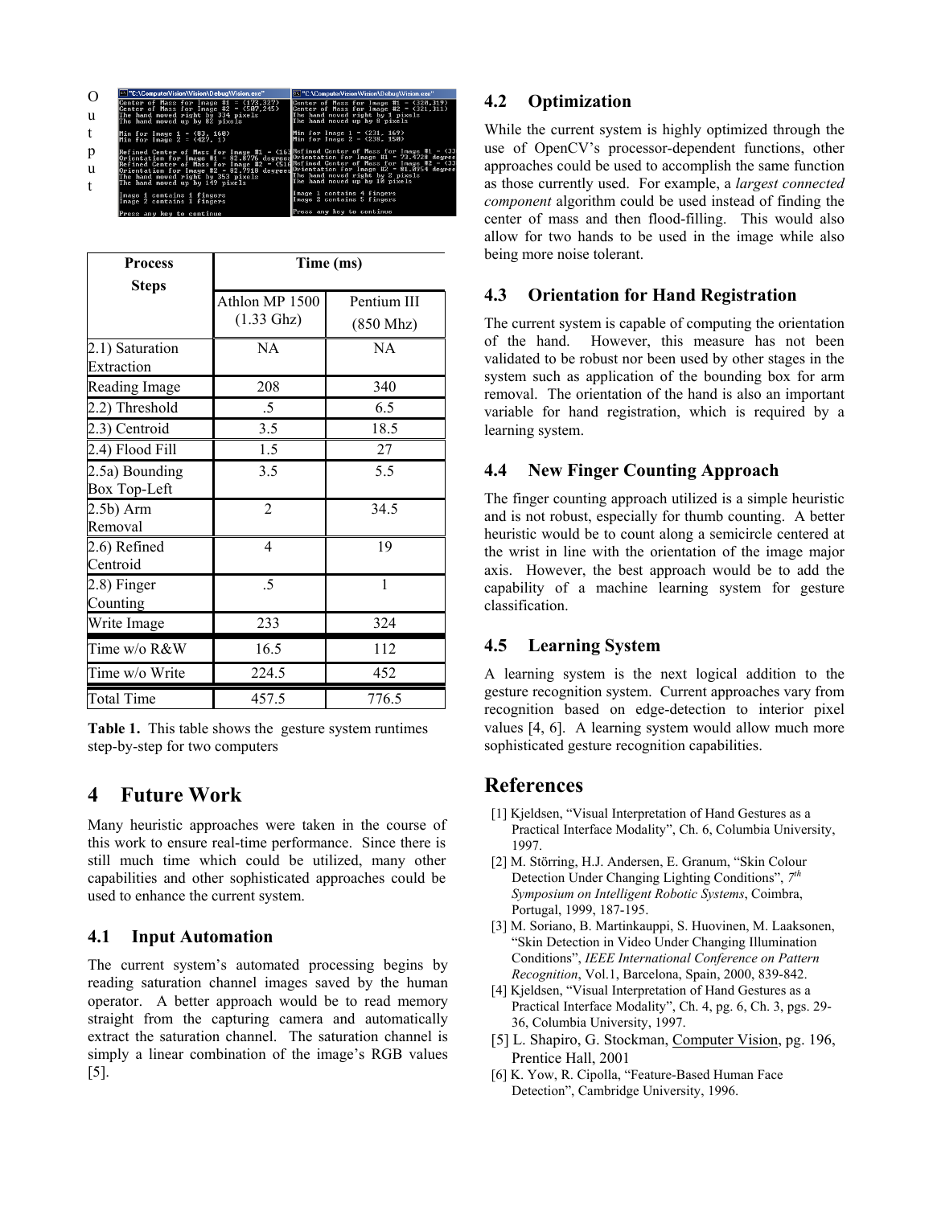Output

```
"C:\ComputerVision\Vision\Debug\Vision.exe"
Center of Mass for Image #1 = (173,327)
Center of Mass for Image #2 = (507,245)
The hand moved right by 334 pixels
The hand moved up by 82 pixels

Min for Image 1 = (83, 160)
Min for Image 2 = (427, 1)

Refined Center of Mass for Image #1 = (16
Orientation for Image #1 = 82.8776 degrees
Refined Center of Mass for Image #2 = (51
Orientation for Image #2 = 82.7918 degrees
The hand moved right by 353 pixels
The hand moved up by 149 pixels

Image 1 contains 1 fingers
Image 2 contains 1 fingers

Press any key to continue
```

```
"C:\ComputerVision\Vision\Debug\Vision.exe"
Center of Mass for Image #1 = (320,319)
Center of Mass for Image #2 = (321,311)
The hand moved right by 1 pixels
The hand moved up by 8 pixels

Min for Image 1 = (231, 169)
Min for Image 2 = (238, 158)

Refined Center of Mass for Image #1 = (33
Orientation for Image #1 = 73.4728 degree
Refined Center of Mass for Image #2 = (33
Orientation for Image #2 = 81.0954 degree
The hand moved right by 2 pixels
The hand moved up by 10 pixels

Image 1 contains 4 fingers
Image 2 contains 5 fingers

Press any key to continue
```

| Process Steps | Time (ms) | |
|---|---|---|
| | Athlon MP 1500 (1.33 Ghz) | Pentium III (850 Mhz) |
| 2.1) Saturation Extraction | NA | NA |
| Reading Image | 208 | 340 |
| 2.2) Threshold | .5 | 6.5 |
| 2.3) Centroid | 3.5 | 18.5 |
| 2.4) Flood Fill | 1.5 | 27 |
| 2.5a) Bounding Box Top-Left | 3.5 | 5.5 |
| 2.5b) Arm Removal | 2 | 34.5 |
| 2.6) Refined Centroid | 4 | 19 |
| 2.8) Finger Counting | .5 | 1 |
| Write Image | 233 | 324 |
| Time w/o R&W | 16.5 | 112 |
| Time w/o Write | 224.5 | 452 |
| Total Time | 457.5 | 776.5 |

**Table 1.** This table shows the gesture system runtimes step-by-step for two computers

# 4 Future Work

Many heuristic approaches were taken in the course of this work to ensure real-time performance. Since there is still much time which could be utilized, many other capabilities and other sophisticated approaches could be used to enhance the current system.

## 4.1 Input Automation

The current system's automated processing begins by reading saturation channel images saved by the human operator. A better approach would be to read memory straight from the capturing camera and automatically extract the saturation channel. The saturation channel is simply a linear combination of the image's RGB values [5].

## 4.2 Optimization

While the current system is highly optimized through the use of OpenCV's processor-dependent functions, other approaches could be used to accomplish the same function as those currently used. For example, a *largest connected component* algorithm could be used instead of finding the center of mass and then flood-filling. This would also allow for two hands to be used in the image while also being more noise tolerant.

## 4.3 Orientation for Hand Registration

The current system is capable of computing the orientation of the hand. However, this measure has not been validated to be robust nor been used by other stages in the system such as application of the bounding box for arm removal. The orientation of the hand is also an important variable for hand registration, which is required by a learning system.

## 4.4 New Finger Counting Approach

The finger counting approach utilized is a simple heuristic and is not robust, especially for thumb counting. A better heuristic would be to count along a semicircle centered at the wrist in line with the orientation of the image major axis. However, the best approach would be to add the capability of a machine learning system for gesture classification.

## 4.5 Learning System

A learning system is the next logical addition to the gesture recognition system. Current approaches vary from recognition based on edge-detection to interior pixel values [4, 6]. A learning system would allow much more sophisticated gesture recognition capabilities.

# References

[1] Kjeldsen, "Visual Interpretation of Hand Gestures as a Practical Interface Modality", Ch. 6, Columbia University, 1997.

[2] M. Störring, H.J. Andersen, E. Granum, "Skin Colour Detection Under Changing Lighting Conditions", *7th Symposium on Intelligent Robotic Systems*, Coimbra, Portugal, 1999, 187-195.

[3] M. Soriano, B. Martinkauppi, S. Huovinen, M. Laaksonen, "Skin Detection in Video Under Changing Illumination Conditions", *IEEE International Conference on Pattern Recognition*, Vol.1, Barcelona, Spain, 2000, 839-842.

[4] Kjeldsen, "Visual Interpretation of Hand Gestures as a Practical Interface Modality", Ch. 4, pg. 6, Ch. 3, pgs. 29-36, Columbia University, 1997.

[5] L. Shapiro, G. Stockman, Computer Vision, pg. 196, Prentice Hall, 2001

[6] K. Yow, R. Cipolla, "Feature-Based Human Face Detection", Cambridge University, 1996.